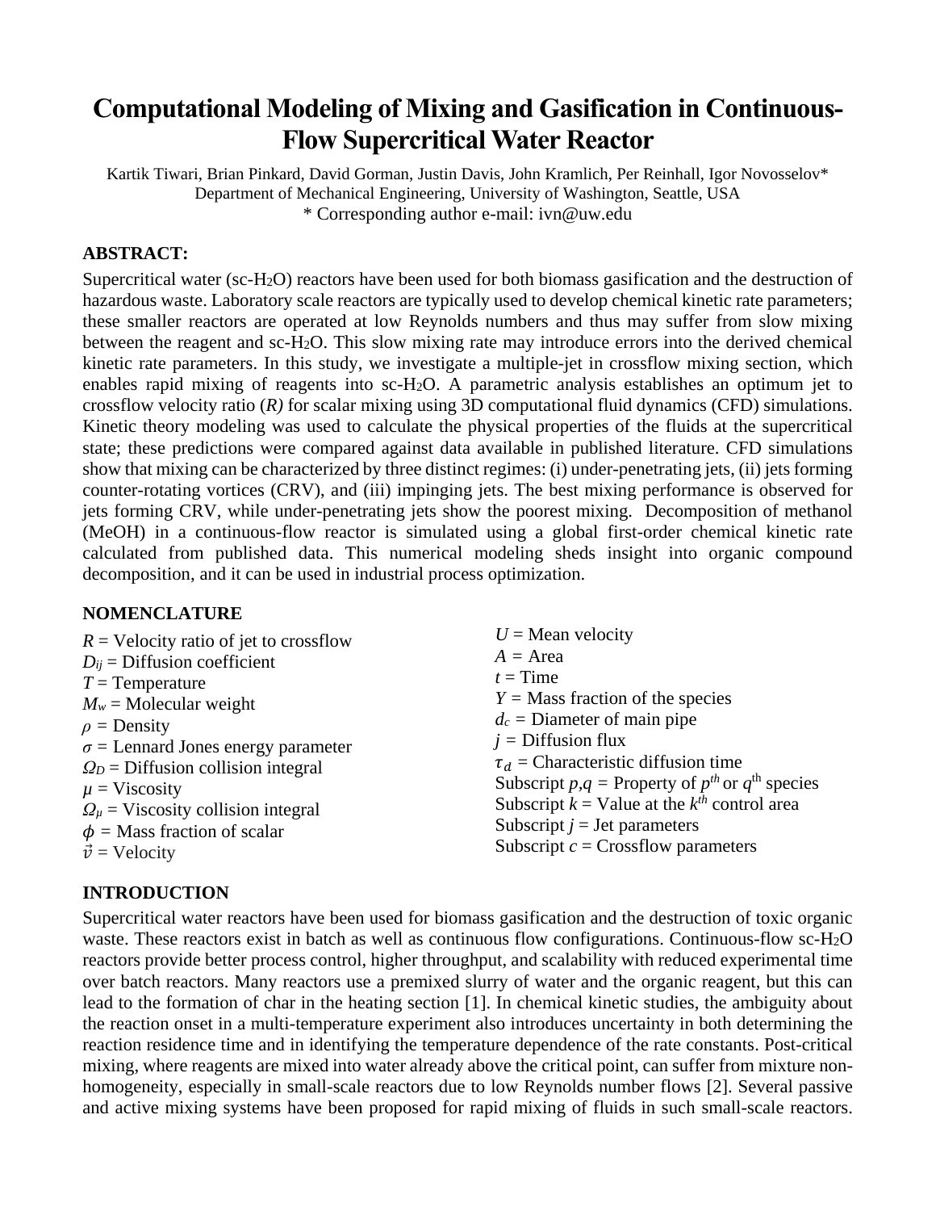# Computational Modeling of Mixing and Gasification in Continuous-Flow Supercritical Water Reactor

Kartik Tiwari, Brian Pinkard, David Gorman, Justin Davis, John Kramlich, Per Reinhall, Igor Novosselov*
Department of Mechanical Engineering, University of Washington, Seattle, USA
* Corresponding author e-mail: ivn@uw.edu

## ABSTRACT:

Supercritical water (sc-$H_2O$) reactors have been used for both biomass gasification and the destruction of hazardous waste. Laboratory scale reactors are typically used to develop chemical kinetic rate parameters; these smaller reactors are operated at low Reynolds numbers and thus may suffer from slow mixing between the reagent and sc-$H_2O$. This slow mixing rate may introduce errors into the derived chemical kinetic rate parameters. In this study, we investigate a multiple-jet in crossflow mixing section, which enables rapid mixing of reagents into sc-$H_2O$. A parametric analysis establishes an optimum jet to crossflow velocity ratio (*R)* for scalar mixing using 3D computational fluid dynamics (CFD) simulations. Kinetic theory modeling was used to calculate the physical properties of the fluids at the supercritical state; these predictions were compared against data available in published literature. CFD simulations show that mixing can be characterized by three distinct regimes: (i) under-penetrating jets, (ii) jets forming counter-rotating vortices (CRV), and (iii) impinging jets. The best mixing performance is observed for jets forming CRV, while under-penetrating jets show the poorest mixing. Decomposition of methanol (MeOH) in a continuous-flow reactor is simulated using a global first-order chemical kinetic rate calculated from published data. This numerical modeling sheds insight into organic compound decomposition, and it can be used in industrial process optimization.

## NOMENCLATURE

$R$ = Velocity ratio of jet to crossflow
$D_{ij}$ = Diffusion coefficient
$T$ = Temperature
$M_w$ = Molecular weight
$\rho$ = Density
$\sigma$ = Lennard Jones energy parameter
$\Omega_D$ = Diffusion collision integral
$\mu$ = Viscosity
$\Omega_\mu$ = Viscosity collision integral
$\phi$ = Mass fraction of scalar
$\vec{v}$ = Velocity
$U$ = Mean velocity
$A$ = Area
$t$ = Time
$Y$ = Mass fraction of the species
$d_c$ = Diameter of main pipe
$j$ = Diffusion flux
$\tau_d$ = Characteristic diffusion time
Subscript $p,q$ = Property of $p^{th}$ or $q^{th}$ species
Subscript $k$ = Value at the $k^{th}$ control area
Subscript $j$ = Jet parameters
Subscript $c$ = Crossflow parameters

## INTRODUCTION

Supercritical water reactors have been used for biomass gasification and the destruction of toxic organic waste. These reactors exist in batch as well as continuous flow configurations. Continuous-flow sc-$H_2O$ reactors provide better process control, higher throughput, and scalability with reduced experimental time over batch reactors. Many reactors use a premixed slurry of water and the organic reagent, but this can lead to the formation of char in the heating section [1]. In chemical kinetic studies, the ambiguity about the reaction onset in a multi-temperature experiment also introduces uncertainty in both determining the reaction residence time and in identifying the temperature dependence of the rate constants. Post-critical mixing, where reagents are mixed into water already above the critical point, can suffer from mixture non-homogeneity, especially in small-scale reactors due to low Reynolds number flows [2]. Several passive and active mixing systems have been proposed for rapid mixing of fluids in such small-scale reactors.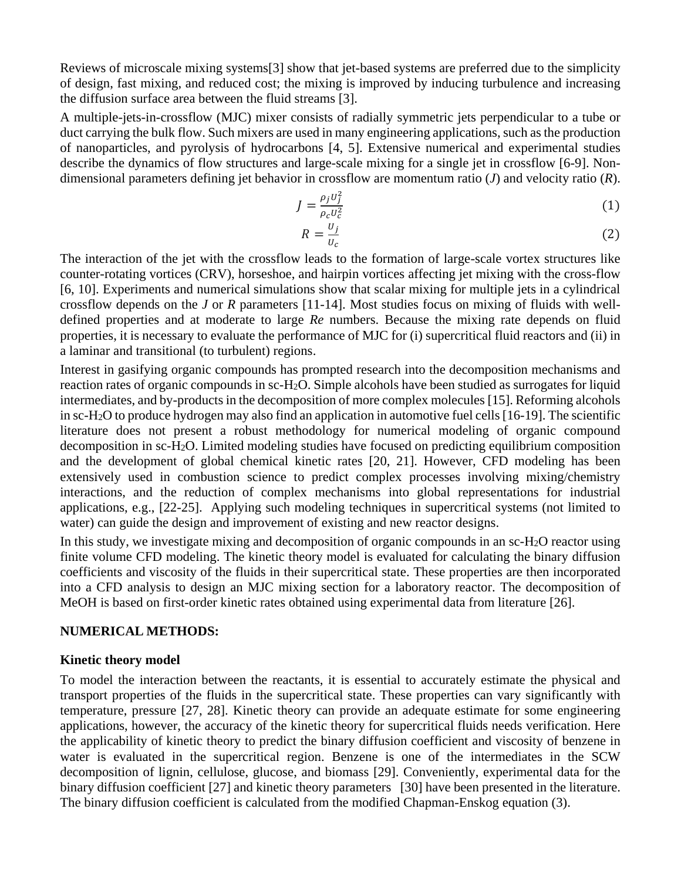Reviews of microscale mixing systems[3] show that jet-based systems are preferred due to the simplicity of design, fast mixing, and reduced cost; the mixing is improved by inducing turbulence and increasing the diffusion surface area between the fluid streams [3].

A multiple-jets-in-crossflow (MJC) mixer consists of radially symmetric jets perpendicular to a tube or duct carrying the bulk flow. Such mixers are used in many engineering applications, such as the production of nanoparticles, and pyrolysis of hydrocarbons [4, 5]. Extensive numerical and experimental studies describe the dynamics of flow structures and large-scale mixing for a single jet in crossflow [6-9]. Non-dimensional parameters defining jet behavior in crossflow are momentum ratio ($J$) and velocity ratio ($R$).

$$J = \frac{\rho_j U_j^2}{\rho_c U_c^2} \tag{1}$$

$$R = \frac{U_j}{U_c} \tag{2}$$

The interaction of the jet with the crossflow leads to the formation of large-scale vortex structures like counter-rotating vortices (CRV), horseshoe, and hairpin vortices affecting jet mixing with the cross-flow [6, 10]. Experiments and numerical simulations show that scalar mixing for multiple jets in a cylindrical crossflow depends on the $J$ or $R$ parameters [11-14]. Most studies focus on mixing of fluids with well-defined properties and at moderate to large *Re* numbers. Because the mixing rate depends on fluid properties, it is necessary to evaluate the performance of MJC for (i) supercritical fluid reactors and (ii) in a laminar and transitional (to turbulent) regions.

Interest in gasifying organic compounds has prompted research into the decomposition mechanisms and reaction rates of organic compounds in sc-$H_2O$. Simple alcohols have been studied as surrogates for liquid intermediates, and by-products in the decomposition of more complex molecules [15]. Reforming alcohols in sc-$H_2O$ to produce hydrogen may also find an application in automotive fuel cells [16-19]. The scientific literature does not present a robust methodology for numerical modeling of organic compound decomposition in sc-$H_2O$. Limited modeling studies have focused on predicting equilibrium composition and the development of global chemical kinetic rates [20, 21]. However, CFD modeling has been extensively used in combustion science to predict complex processes involving mixing/chemistry interactions, and the reduction of complex mechanisms into global representations for industrial applications, e.g., [22-25]. Applying such modeling techniques in supercritical systems (not limited to water) can guide the design and improvement of existing and new reactor designs.

In this study, we investigate mixing and decomposition of organic compounds in an sc-$H_2O$ reactor using finite volume CFD modeling. The kinetic theory model is evaluated for calculating the binary diffusion coefficients and viscosity of the fluids in their supercritical state. These properties are then incorporated into a CFD analysis to design an MJC mixing section for a laboratory reactor. The decomposition of MeOH is based on first-order kinetic rates obtained using experimental data from literature [26].

## NUMERICAL METHODS:

### Kinetic theory model

To model the interaction between the reactants, it is essential to accurately estimate the physical and transport properties of the fluids in the supercritical state. These properties can vary significantly with temperature, pressure [27, 28]. Kinetic theory can provide an adequate estimate for some engineering applications, however, the accuracy of the kinetic theory for supercritical fluids needs verification. Here the applicability of kinetic theory to predict the binary diffusion coefficient and viscosity of benzene in water is evaluated in the supercritical region. Benzene is one of the intermediates in the SCW decomposition of lignin, cellulose, glucose, and biomass [29]. Conveniently, experimental data for the binary diffusion coefficient [27] and kinetic theory parameters [30] have been presented in the literature. The binary diffusion coefficient is calculated from the modified Chapman-Enskog equation (3).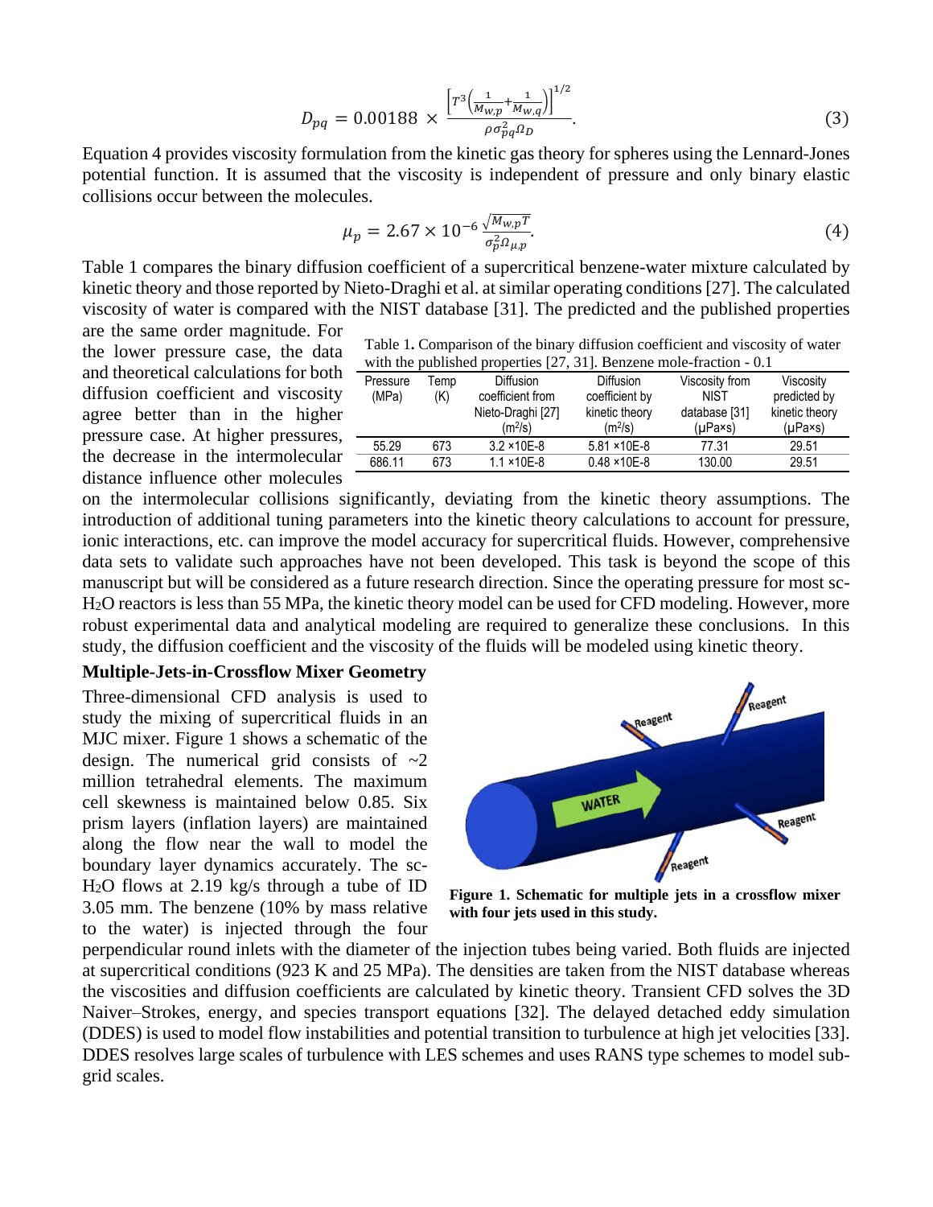$$D_{pq} = 0.00188 \times \frac{\left[T^3\left(\frac{1}{M_{w,p}}+\frac{1}{M_{w,q}}\right)\right]^{1/2}}{\rho \sigma_{pq}^2 \Omega_D}. \quad (3)$$

Equation 4 provides viscosity formulation from the kinetic gas theory for spheres using the Lennard-Jones potential function. It is assumed that the viscosity is independent of pressure and only binary elastic collisions occur between the molecules.

$$\mu_p = 2.67 \times 10^{-6} \frac{\sqrt{M_{w,p}T}}{\sigma_p^2 \Omega_{\mu,p}}. \quad (4)$$

Table 1 compares the binary diffusion coefficient of a supercritical benzene-water mixture calculated by kinetic theory and those reported by Nieto-Draghi et al. at similar operating conditions [27]. The calculated viscosity of water is compared with the NIST database [31]. The predicted and the published properties are the same order magnitude. For the lower pressure case, the data and theoretical calculations for both diffusion coefficient and viscosity agree better than in the higher pressure case. At higher pressures, the decrease in the intermolecular distance influence other molecules on the intermolecular collisions significantly, deviating from the kinetic theory assumptions. The introduction of additional tuning parameters into the kinetic theory calculations to account for pressure, ionic interactions, etc. can improve the model accuracy for supercritical fluids. However, comprehensive data sets to validate such approaches have not been developed. This task is beyond the scope of this manuscript but will be considered as a future research direction. Since the operating pressure for most sc-$H_2O$ reactors is less than 55 MPa, the kinetic theory model can be used for CFD modeling. However, more robust experimental data and analytical modeling are required to generalize these conclusions. In this study, the diffusion coefficient and the viscosity of the fluids will be modeled using kinetic theory.

Table 1. Comparison of the binary diffusion coefficient and viscosity of water with the published properties [27, 31]. Benzene mole-fraction - 0.1

| Pressure (MPa) | Temp (K) | Diffusion coefficient from Nieto-Draghi [27] ($m^2/s$) | Diffusion coefficient by kinetic theory ($m^2/s$) | Viscosity from NIST database [31] (μPa×s) | Viscosity predicted by kinetic theory (μPa×s) |
|---|---|---|---|---|---|
| 55.29 | 673 | 3.2 ×10E-8 | 5.81 ×10E-8 | 77.31 | 29.51 |
| 686.11 | 673 | 1.1 ×10E-8 | 0.48 ×10E-8 | 130.00 | 29.51 |

**Multiple-Jets-in-Crossflow Mixer Geometry**

Three-dimensional CFD analysis is used to study the mixing of supercritical fluids in an MJC mixer. Figure 1 shows a schematic of the design. The numerical grid consists of ~2 million tetrahedral elements. The maximum cell skewness is maintained below 0.85. Six prism layers (inflation layers) are maintained along the flow near the wall to model the boundary layer dynamics accurately. The sc-$H_2O$ flows at 2.19 kg/s through a tube of ID 3.05 mm. The benzene (10% by mass relative to the water) is injected through the four perpendicular round inlets with the diameter of the injection tubes being varied. Both fluids are injected at supercritical conditions (923 K and 25 MPa). The densities are taken from the NIST database whereas the viscosities and diffusion coefficients are calculated by kinetic theory. Transient CFD solves the 3D Naiver–Strokes, energy, and species transport equations [32]. The delayed detached eddy simulation (DDES) is used to model flow instabilities and potential transition to turbulence at high jet velocities [33]. DDES resolves large scales of turbulence with LES schemes and uses RANS type schemes to model sub-grid scales.

**Figure 1. Schematic for multiple jets in a crossflow mixer with four jets used in this study.**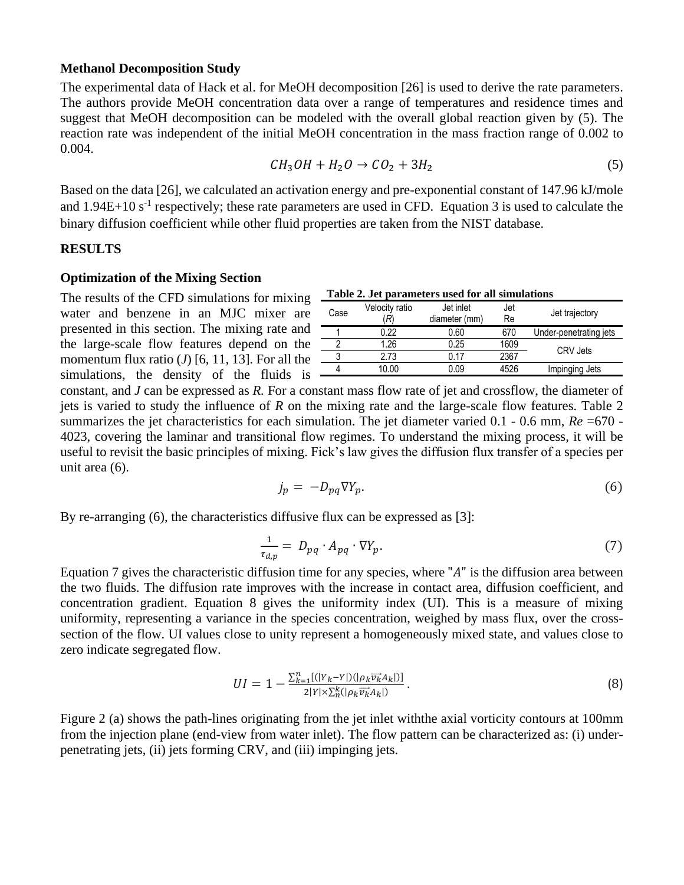**Methanol Decomposition Study**

The experimental data of Hack et al. for MeOH decomposition [26] is used to derive the rate parameters. The authors provide MeOH concentration data over a range of temperatures and residence times and suggest that MeOH decomposition can be modeled with the overall global reaction given by (5). The reaction rate was independent of the initial MeOH concentration in the mass fraction range of 0.002 to 0.004.

$$CH_3OH + H_2O \rightarrow CO_2 + 3H_2 \tag{5}$$

Based on the data [26], we calculated an activation energy and pre-exponential constant of 147.96 kJ/mole and 1.94E+10 $s^{-1}$ respectively; these rate parameters are used in CFD. Equation 3 is used to calculate the binary diffusion coefficient while other fluid properties are taken from the NIST database.

**RESULTS**

**Optimization of the Mixing Section**

The results of the CFD simulations for mixing water and benzene in an MJC mixer are presented in this section. The mixing rate and the large-scale flow features depend on the momentum flux ratio ($J$) [6, 11, 13]. For all the simulations, the density of the fluids is constant, and $J$ can be expressed as $R$. For a constant mass flow rate of jet and crossflow, the diameter of jets is varied to study the influence of $R$ on the mixing rate and the large-scale flow features. Table 2 summarizes the jet characteristics for each simulation. The jet diameter varied 0.1 - 0.6 mm, $Re$ =670 - 4023, covering the laminar and transitional flow regimes. To understand the mixing process, it will be useful to revisit the basic principles of mixing. Fick's law gives the diffusion flux transfer of a species per unit area (6).

**Table 2. Jet parameters used for all simulations**

| Case | Velocity ratio ($R$) | Jet inlet diameter (mm) | Jet Re | Jet trajectory |
|---|---|---|---|---|
| 1 | 0.22 | 0.60 | 670 | Under-penetrating jets |
| 2 | 1.26 | 0.25 | 1609 | CRV Jets |
| 3 | 2.73 | 0.17 | 2367 | |
| 4 | 10.00 | 0.09 | 4526 | Impinging Jets |

$$j_p = -D_{pq} \nabla Y_p. \tag{6}$$

By re-arranging (6), the characteristics diffusive flux can be expressed as [3]:

$$\frac{1}{\tau_{d,p}} = D_{pq} \cdot A_{pq} \cdot \nabla Y_p. \tag{7}$$

Equation 7 gives the characteristic diffusion time for any species, where "$A$" is the diffusion area between the two fluids. The diffusion rate improves with the increase in contact area, diffusion coefficient, and concentration gradient. Equation 8 gives the uniformity index (UI). This is a measure of mixing uniformity, representing a variance in the species concentration, weighed by mass flux, over the cross-section of the flow. UI values close to unity represent a homogeneously mixed state, and values close to zero indicate segregated flow.

$$UI = 1 - \frac{\sum_{k=1}^{n}[(|Y_k - Y|)(|\rho_k \overrightarrow{v_k} A_k|)]}{2|Y| \times \sum_{n}^{k}(|\rho_k \overrightarrow{v_k} A_k|)}. \tag{8}$$

Figure 2 (a) shows the path-lines originating from the jet inlet withthe axial vorticity contours at 100mm from the injection plane (end-view from water inlet). The flow pattern can be characterized as: (i) under-penetrating jets, (ii) jets forming CRV, and (iii) impinging jets.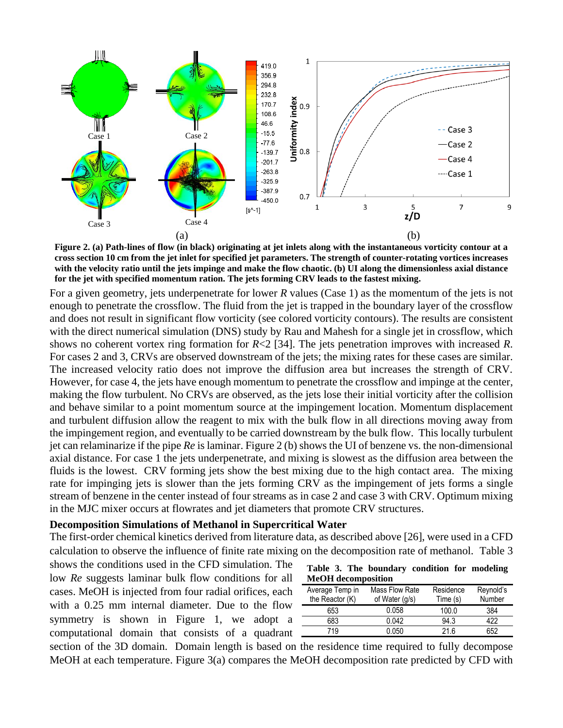**Figure 2. (a) Path-lines of flow (in black) originating at jet inlets along with the instantaneous vorticity contour at a cross section 10 cm from the jet inlet for specified jet parameters. The strength of counter-rotating vortices increases with the velocity ratio until the jets impinge and make the flow chaotic. (b) UI along the dimensionless axial distance for the jet with specified momentum ration. The jets forming CRV leads to the fastest mixing.**

For a given geometry, jets underpenetrate for lower *R* values (Case 1) as the momentum of the jets is not enough to penetrate the crossflow. The fluid from the jet is trapped in the boundary layer of the crossflow and does not result in significant flow vorticity (see colored vorticity contours). The results are consistent with the direct numerical simulation (DNS) study by Rau and Mahesh for a single jet in crossflow, which shows no coherent vortex ring formation for $R<2$ [34]. The jets penetration improves with increased *R*. For cases 2 and 3, CRVs are observed downstream of the jets; the mixing rates for these cases are similar. The increased velocity ratio does not improve the diffusion area but increases the strength of CRV. However, for case 4, the jets have enough momentum to penetrate the crossflow and impinge at the center, making the flow turbulent. No CRVs are observed, as the jets lose their initial vorticity after the collision and behave similar to a point momentum source at the impingement location. Momentum displacement and turbulent diffusion allow the reagent to mix with the bulk flow in all directions moving away from the impingement region, and eventually to be carried downstream by the bulk flow. This locally turbulent jet can relaminarize if the pipe *Re* is laminar. Figure 2 (b) shows the UI of benzene vs. the non-dimensional axial distance. For case 1 the jets underpenetrate, and mixing is slowest as the diffusion area between the fluids is the lowest. CRV forming jets show the best mixing due to the high contact area. The mixing rate for impinging jets is slower than the jets forming CRV as the impingement of jets forms a single stream of benzene in the center instead of four streams as in case 2 and case 3 with CRV. Optimum mixing in the MJC mixer occurs at flowrates and jet diameters that promote CRV structures.

### Decomposition Simulations of Methanol in Supercritical Water

The first-order chemical kinetics derived from literature data, as described above [26], were used in a CFD calculation to observe the influence of finite rate mixing on the decomposition rate of methanol. Table 3 shows the conditions used in the CFD simulation. The low *Re* suggests laminar bulk flow conditions for all cases. MeOH is injected from four radial orifices, each with a 0.25 mm internal diameter. Due to the flow symmetry is shown in Figure 1, we adopt a computational domain that consists of a quadrant section of the 3D domain. Domain length is based on the residence time required to fully decompose MeOH at each temperature. Figure 3(a) compares the MeOH decomposition rate predicted by CFD with

**Table 3. The boundary condition for modeling MeOH decomposition**

| Average Temp in the Reactor (K) | Mass Flow Rate of Water (g/s) | Residence Time (s) | Reynold's Number |
|---|---|---|---|
| 653 | 0.058 | 100.0 | 384 |
| 683 | 0.042 | 94.3 | 422 |
| 719 | 0.050 | 21.6 | 652 |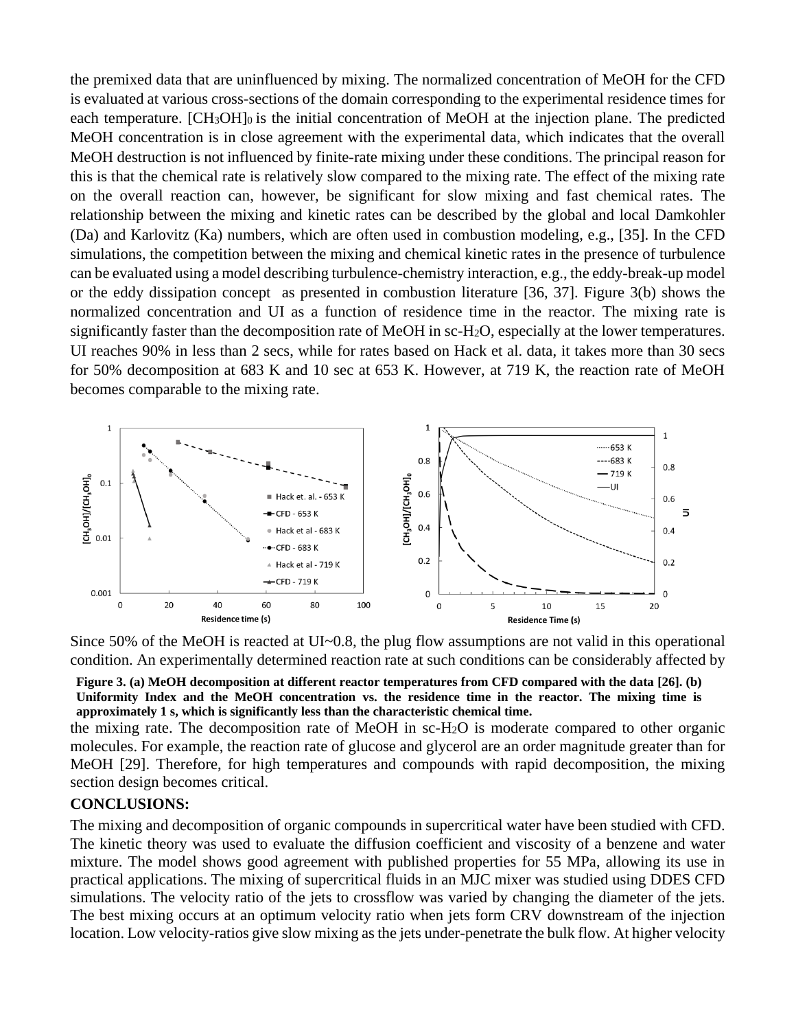the premixed data that are uninfluenced by mixing. The normalized concentration of MeOH for the CFD is evaluated at various cross-sections of the domain corresponding to the experimental residence times for each temperature. $[CH_3OH]_0$ is the initial concentration of MeOH at the injection plane. The predicted MeOH concentration is in close agreement with the experimental data, which indicates that the overall MeOH destruction is not influenced by finite-rate mixing under these conditions. The principal reason for this is that the chemical rate is relatively slow compared to the mixing rate. The effect of the mixing rate on the overall reaction can, however, be significant for slow mixing and fast chemical rates. The relationship between the mixing and kinetic rates can be described by the global and local Damkohler (Da) and Karlovitz (Ka) numbers, which are often used in combustion modeling, e.g., [35]. In the CFD simulations, the competition between the mixing and chemical kinetic rates in the presence of turbulence can be evaluated using a model describing turbulence-chemistry interaction, e.g., the eddy-break-up model or the eddy dissipation concept as presented in combustion literature [36, 37]. Figure 3(b) shows the normalized concentration and UI as a function of residence time in the reactor. The mixing rate is significantly faster than the decomposition rate of MeOH in sc-$H_2O$, especially at the lower temperatures. UI reaches 90% in less than 2 secs, while for rates based on Hack et al. data, it takes more than 30 secs for 50% decomposition at 683 K and 10 sec at 653 K. However, at 719 K, the reaction rate of MeOH becomes comparable to the mixing rate.

Since 50% of the MeOH is reacted at UI~0.8, the plug flow assumptions are not valid in this operational condition. An experimentally determined reaction rate at such conditions can be considerably affected by the mixing rate. The decomposition rate of MeOH in sc-$H_2O$ is moderate compared to other organic molecules. For example, the reaction rate of glucose and glycerol are an order magnitude greater than for MeOH [29]. Therefore, for high temperatures and compounds with rapid decomposition, the mixing section design becomes critical.

**Figure 3. (a) MeOH decomposition at different reactor temperatures from CFD compared with the data [26]. (b) Uniformity Index and the MeOH concentration vs. the residence time in the reactor. The mixing time is approximately 1 s, which is significantly less than the characteristic chemical time.**

## CONCLUSIONS:

The mixing and decomposition of organic compounds in supercritical water have been studied with CFD. The kinetic theory was used to evaluate the diffusion coefficient and viscosity of a benzene and water mixture. The model shows good agreement with published properties for 55 MPa, allowing its use in practical applications. The mixing of supercritical fluids in an MJC mixer was studied using DDES CFD simulations. The velocity ratio of the jets to crossflow was varied by changing the diameter of the jets. The best mixing occurs at an optimum velocity ratio when jets form CRV downstream of the injection location. Low velocity-ratios give slow mixing as the jets under-penetrate the bulk flow. At higher velocity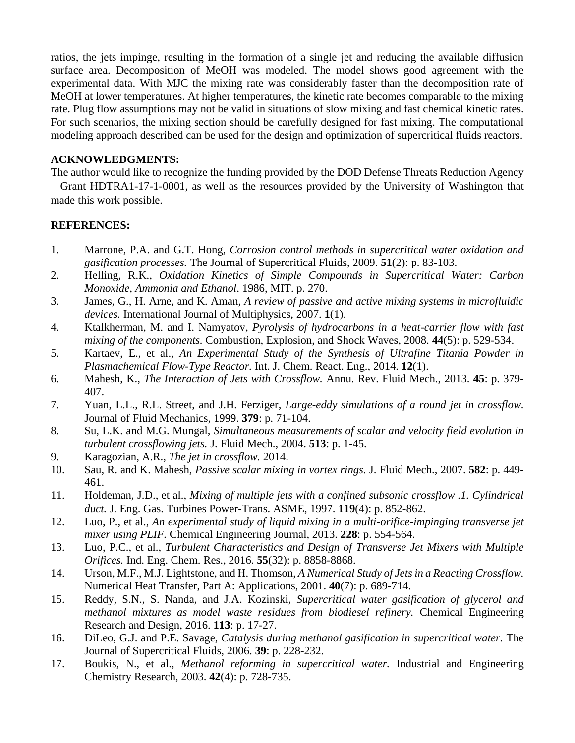ratios, the jets impinge, resulting in the formation of a single jet and reducing the available diffusion surface area. Decomposition of MeOH was modeled. The model shows good agreement with the experimental data. With MJC the mixing rate was considerably faster than the decomposition rate of MeOH at lower temperatures. At higher temperatures, the kinetic rate becomes comparable to the mixing rate. Plug flow assumptions may not be valid in situations of slow mixing and fast chemical kinetic rates. For such scenarios, the mixing section should be carefully designed for fast mixing. The computational modeling approach described can be used for the design and optimization of supercritical fluids reactors.

## ACKNOWLEDGMENTS:

The author would like to recognize the funding provided by the DOD Defense Threats Reduction Agency – Grant HDTRA1-17-1-0001, as well as the resources provided by the University of Washington that made this work possible.

## REFERENCES:

1. Marrone, P.A. and G.T. Hong, *Corrosion control methods in supercritical water oxidation and gasification processes.* The Journal of Supercritical Fluids, 2009. **51**(2): p. 83-103.
2. Helling, R.K., *Oxidation Kinetics of Simple Compounds in Supercritical Water: Carbon Monoxide, Ammonia and Ethanol*. 1986, MIT. p. 270.
3. James, G., H. Arne, and K. Aman, *A review of passive and active mixing systems in microfluidic devices.* International Journal of Multiphysics, 2007. **1**(1).
4. Ktalkherman, M. and I. Namyatov, *Pyrolysis of hydrocarbons in a heat-carrier flow with fast mixing of the components.* Combustion, Explosion, and Shock Waves, 2008. **44**(5): p. 529-534.
5. Kartaev, E., et al., *An Experimental Study of the Synthesis of Ultrafine Titania Powder in Plasmachemical Flow-Type Reactor.* Int. J. Chem. React. Eng., 2014. **12**(1).
6. Mahesh, K., *The Interaction of Jets with Crossflow.* Annu. Rev. Fluid Mech., 2013. **45**: p. 379-407.
7. Yuan, L.L., R.L. Street, and J.H. Ferziger, *Large-eddy simulations of a round jet in crossflow.* Journal of Fluid Mechanics, 1999. **379**: p. 71-104.
8. Su, L.K. and M.G. Mungal, *Simultaneous measurements of scalar and velocity field evolution in turbulent crossflowing jets.* J. Fluid Mech., 2004. **513**: p. 1-45.
9. Karagozian, A.R., *The jet in crossflow.* 2014.
10. Sau, R. and K. Mahesh, *Passive scalar mixing in vortex rings.* J. Fluid Mech., 2007. **582**: p. 449-461.
11. Holdeman, J.D., et al., *Mixing of multiple jets with a confined subsonic crossflow .1. Cylindrical duct.* J. Eng. Gas. Turbines Power-Trans. ASME, 1997. **119**(4): p. 852-862.
12. Luo, P., et al., *An experimental study of liquid mixing in a multi-orifice-impinging transverse jet mixer using PLIF.* Chemical Engineering Journal, 2013. **228**: p. 554-564.
13. Luo, P.C., et al., *Turbulent Characteristics and Design of Transverse Jet Mixers with Multiple Orifices.* Ind. Eng. Chem. Res., 2016. **55**(32): p. 8858-8868.
14. Urson, M.F., M.J. Lightstone, and H. Thomson, *A Numerical Study of Jets in a Reacting Crossflow.* Numerical Heat Transfer, Part A: Applications, 2001. **40**(7): p. 689-714.
15. Reddy, S.N., S. Nanda, and J.A. Kozinski, *Supercritical water gasification of glycerol and methanol mixtures as model waste residues from biodiesel refinery.* Chemical Engineering Research and Design, 2016. **113**: p. 17-27.
16. DiLeo, G.J. and P.E. Savage, *Catalysis during methanol gasification in supercritical water.* The Journal of Supercritical Fluids, 2006. **39**: p. 228-232.
17. Boukis, N., et al., *Methanol reforming in supercritical water.* Industrial and Engineering Chemistry Research, 2003. **42**(4): p. 728-735.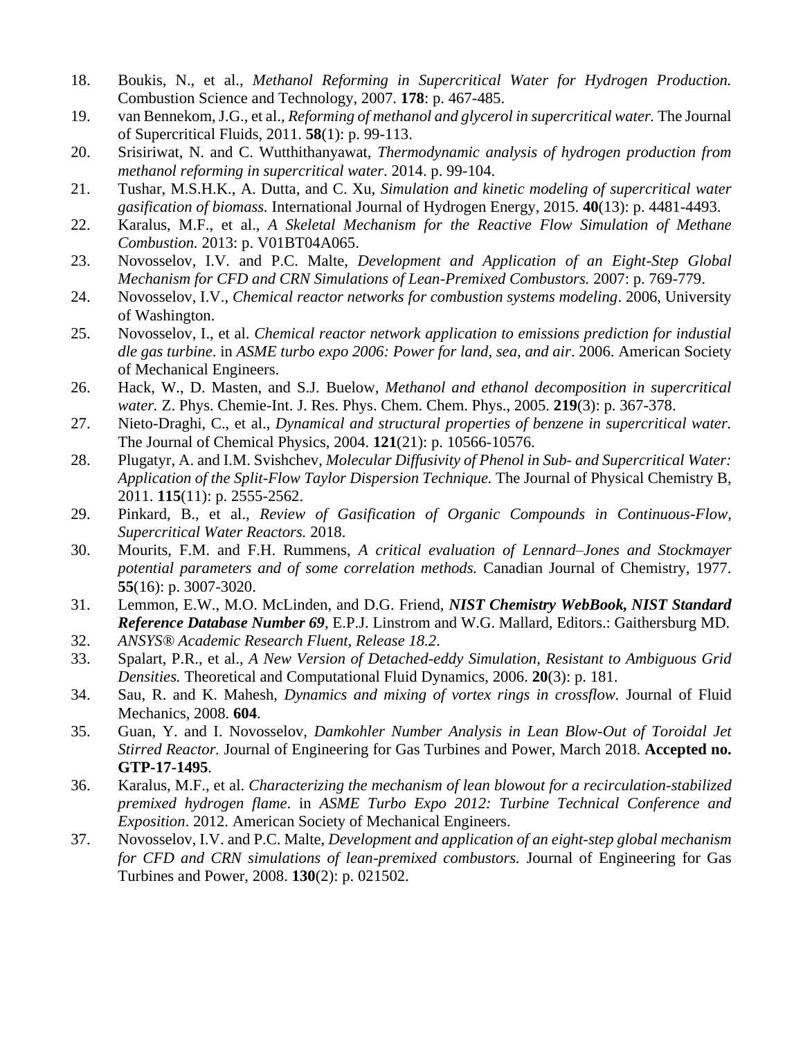18. Boukis, N., et al., *Methanol Reforming in Supercritical Water for Hydrogen Production.* Combustion Science and Technology, 2007. **178**: p. 467-485.
19. van Bennekom, J.G., et al., *Reforming of methanol and glycerol in supercritical water.* The Journal of Supercritical Fluids, 2011. **58**(1): p. 99-113.
20. Srisiriwat, N. and C. Wutthithanyawat, *Thermodynamic analysis of hydrogen production from methanol reforming in supercritical water*. 2014. p. 99-104.
21. Tushar, M.S.H.K., A. Dutta, and C. Xu, *Simulation and kinetic modeling of supercritical water gasification of biomass.* International Journal of Hydrogen Energy, 2015. **40**(13): p. 4481-4493.
22. Karalus, M.F., et al., *A Skeletal Mechanism for the Reactive Flow Simulation of Methane Combustion.* 2013: p. V01BT04A065.
23. Novosselov, I.V. and P.C. Malte, *Development and Application of an Eight-Step Global Mechanism for CFD and CRN Simulations of Lean-Premixed Combustors.* 2007: p. 769-779.
24. Novosselov, I.V., *Chemical reactor networks for combustion systems modeling*. 2006, University of Washington.
25. Novosselov, I., et al. *Chemical reactor network application to emissions prediction for industial dle gas turbine*. in *ASME turbo expo 2006: Power for land, sea, and air*. 2006. American Society of Mechanical Engineers.
26. Hack, W., D. Masten, and S.J. Buelow, *Methanol and ethanol decomposition in supercritical water.* Z. Phys. Chemie-Int. J. Res. Phys. Chem. Chem. Phys., 2005. **219**(3): p. 367-378.
27. Nieto-Draghi, C., et al., *Dynamical and structural properties of benzene in supercritical water.* The Journal of Chemical Physics, 2004. **121**(21): p. 10566-10576.
28. Plugatyr, A. and I.M. Svishchev, *Molecular Diffusivity of Phenol in Sub- and Supercritical Water: Application of the Split-Flow Taylor Dispersion Technique.* The Journal of Physical Chemistry B, 2011. **115**(11): p. 2555-2562.
29. Pinkard, B., et al., *Review of Gasification of Organic Compounds in Continuous-Flow, Supercritical Water Reactors.* 2018.
30. Mourits, F.M. and F.H. Rummens, *A critical evaluation of Lennard–Jones and Stockmayer potential parameters and of some correlation methods.* Canadian Journal of Chemistry, 1977. **55**(16): p. 3007-3020.
31. Lemmon, E.W., M.O. McLinden, and D.G. Friend, ***NIST Chemistry WebBook, NIST Standard Reference Database Number 69***, E.P.J. Linstrom and W.G. Mallard, Editors.: Gaithersburg MD.
32. *ANSYS® Academic Research Fluent, Release 18.2*.
33. Spalart, P.R., et al., *A New Version of Detached-eddy Simulation, Resistant to Ambiguous Grid Densities.* Theoretical and Computational Fluid Dynamics, 2006. **20**(3): p. 181.
34. Sau, R. and K. Mahesh, *Dynamics and mixing of vortex rings in crossflow.* Journal of Fluid Mechanics, 2008. **604**.
35. Guan, Y. and I. Novosselov, *Damkohler Number Analysis in Lean Blow-Out of Toroidal Jet Stirred Reactor.* Journal of Engineering for Gas Turbines and Power, March 2018. **Accepted no. GTP-17-1495**.
36. Karalus, M.F., et al. *Characterizing the mechanism of lean blowout for a recirculation-stabilized premixed hydrogen flame*. in *ASME Turbo Expo 2012: Turbine Technical Conference and Exposition*. 2012. American Society of Mechanical Engineers.
37. Novosselov, I.V. and P.C. Malte, *Development and application of an eight-step global mechanism for CFD and CRN simulations of lean-premixed combustors.* Journal of Engineering for Gas Turbines and Power, 2008. **130**(2): p. 021502.